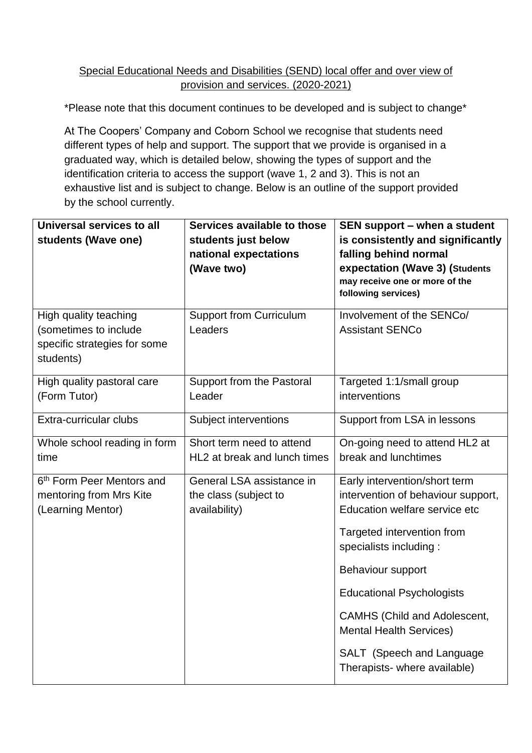Special Educational Needs and Disabilities (SEND) local offer and over view of provision and services. (2020-2021)

*Please note that this document continues to be developed and is subject to change*

At The Coopers' Company and Coborn School we recognise that students need different types of help and support. The support that we provide is organised in a graduated way, which is detailed below, showing the types of support and the identification criteria to access the support (wave 1, 2 and 3). This is not an exhaustive list and is subject to change. Below is an outline of the support provided by the school currently.

| **Universal services to all students (Wave one)** | **Services available to those students just below national expectations (Wave two)** | **SEN support – when a student is consistently and significantly falling behind normal expectation (Wave 3) (Students may receive one or more of the following services)** |
|---|---|---|
| High quality teaching (sometimes to include specific strategies for some students) | Support from Curriculum Leaders | Involvement of the SENCo/ Assistant SENCo |
| High quality pastoral care (Form Tutor) | Support from the Pastoral Leader | Targeted 1:1/small group interventions |
| Extra-curricular clubs | Subject interventions | Support from LSA in lessons |
| Whole school reading in form time | Short term need to attend HL2 at break and lunch times | On-going need to attend HL2 at break and lunchtimes |
| 6th Form Peer Mentors and mentoring from Mrs Kite (Learning Mentor) | General LSA assistance in the class (subject to availability) | Early intervention/short term intervention of behaviour support, Education welfare service etc<br><br>Targeted intervention from specialists including :<br><br>Behaviour support<br><br>Educational Psychologists<br><br>CAMHS (Child and Adolescent, Mental Health Services)<br><br>SALT (Speech and Language Therapists- where available) |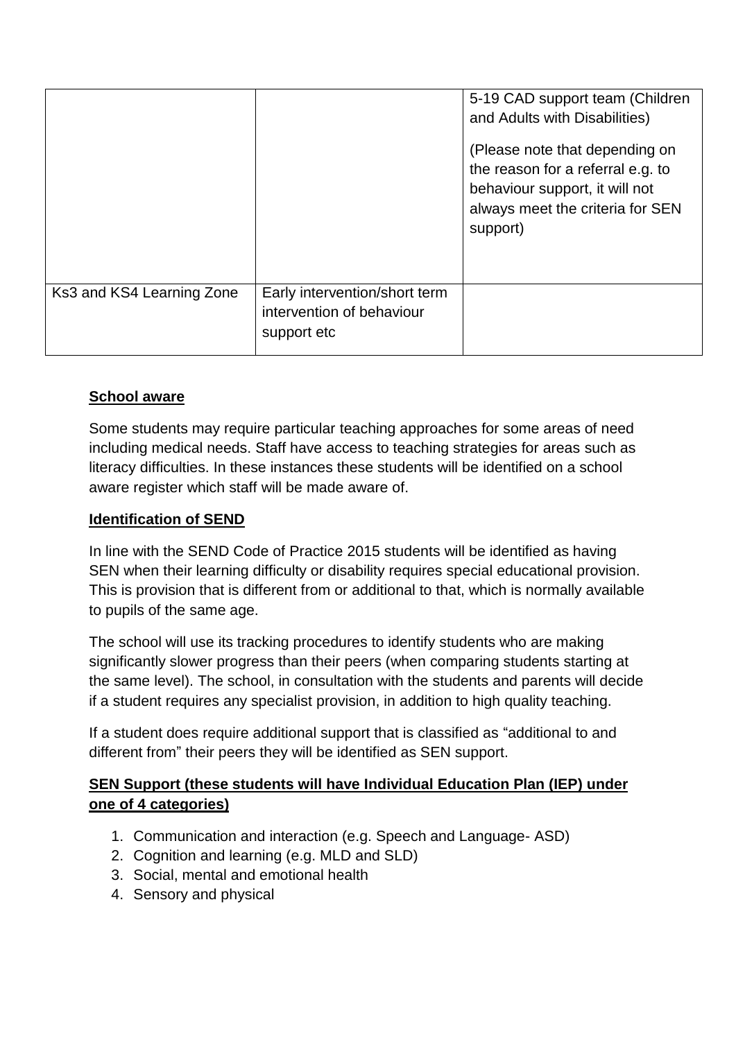| | | |
|---|---|---|
| | | 5-19 CAD support team (Children and Adults with Disabilities)<br><br>(Please note that depending on the reason for a referral e.g. to behaviour support, it will not always meet the criteria for SEN support) |
| Ks3 and KS4 Learning Zone | Early intervention/short term intervention of behaviour support etc | |

**School aware**

Some students may require particular teaching approaches for some areas of need including medical needs. Staff have access to teaching strategies for areas such as literacy difficulties. In these instances these students will be identified on a school aware register which staff will be made aware of.

**Identification of SEND**

In line with the SEND Code of Practice 2015 students will be identified as having SEN when their learning difficulty or disability requires special educational provision. This is provision that is different from or additional to that, which is normally available to pupils of the same age.

The school will use its tracking procedures to identify students who are making significantly slower progress than their peers (when comparing students starting at the same level). The school, in consultation with the students and parents will decide if a student requires any specialist provision, in addition to high quality teaching.

If a student does require additional support that is classified as "additional to and different from" their peers they will be identified as SEN support.

**SEN Support (these students will have Individual Education Plan (IEP) under one of 4 categories)**

1. Communication and interaction (e.g. Speech and Language- ASD)
2. Cognition and learning (e.g. MLD and SLD)
3. Social, mental and emotional health
4. Sensory and physical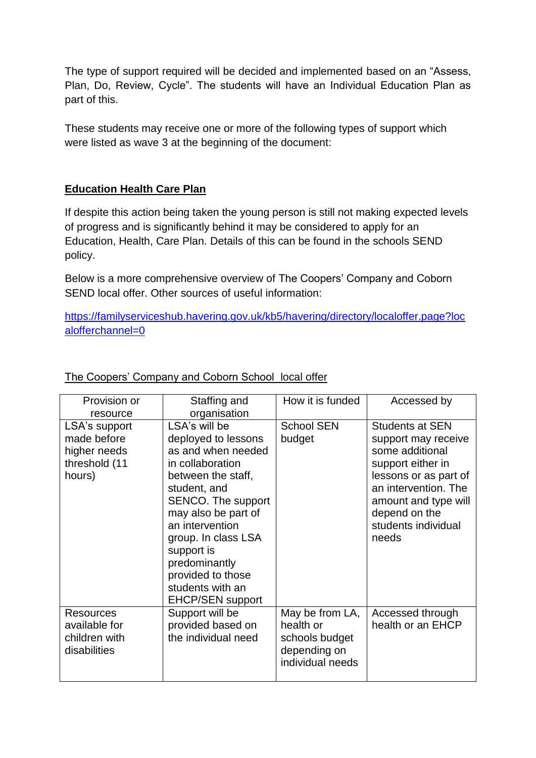The type of support required will be decided and implemented based on an “Assess, Plan, Do, Review, Cycle”. The students will have an Individual Education Plan as part of this.

These students may receive one or more of the following types of support which were listed as wave 3 at the beginning of the document:

**Education Health Care Plan**

If despite this action being taken the young person is still not making expected levels of progress and is significantly behind it may be considered to apply for an Education, Health, Care Plan. Details of this can be found in the schools SEND policy.

Below is a more comprehensive overview of The Coopers' Company and Coborn SEND local offer. Other sources of useful information:

[https://familyserviceshub.havering.gov.uk/kb5/havering/directory/localoffer.page?localofferchannel=0](https://familyserviceshub.havering.gov.uk/kb5/havering/directory/localoffer.page?localofferchannel=0)

The Coopers' Company and Coborn School local offer

| Provision or resource | Staffing and organisation | How it is funded | Accessed by |
|---|---|---|---|
| LSA's support made before higher needs threshold (11 hours) | LSA's will be deployed to lessons as and when needed in collaboration between the staff, student, and SENCO. The support may also be part of an intervention group. In class LSA support is predominantly provided to those students with an EHCP/SEN support | School SEN budget | Students at SEN support may receive some additional support either in lessons or as part of an intervention. The amount and type will depend on the students individual needs |
| Resources available for children with disabilities | Support will be provided based on the individual need | May be from LA, health or schools budget depending on individual needs | Accessed through health or an EHCP |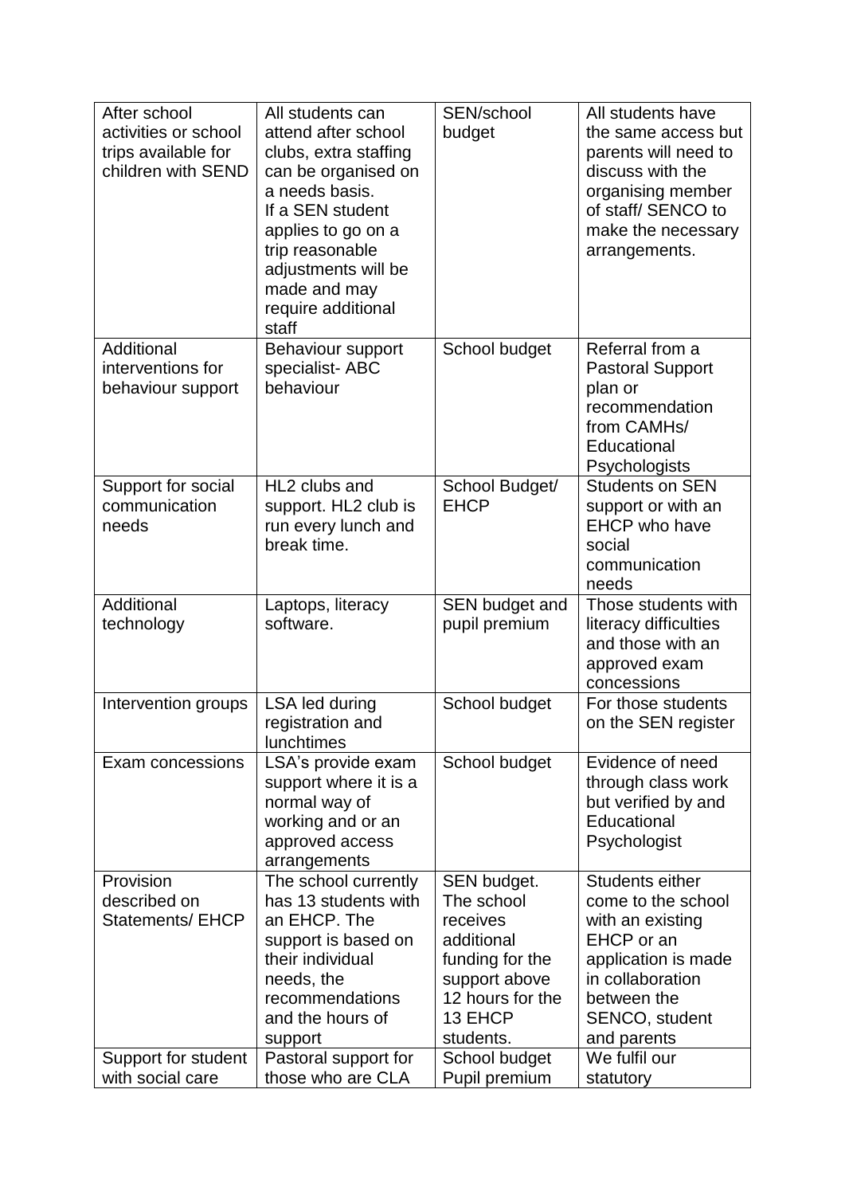| | | | |
|---|---|---|---|
| After school activities or school trips available for children with SEND | All students can attend after school clubs, extra staffing can be organised on a needs basis. If a SEN student applies to go on a trip reasonable adjustments will be made and may require additional staff | SEN/school budget | All students have the same access but parents will need to discuss with the organising member of staff/ SENCO to make the necessary arrangements. |
| Additional interventions for behaviour support | Behaviour support specialist- ABC behaviour | School budget | Referral from a Pastoral Support plan or recommendation from CAMHs/ Educational Psychologists |
| Support for social communication needs | HL2 clubs and support. HL2 club is run every lunch and break time. | School Budget/ EHCP | Students on SEN support or with an EHCP who have social communication needs |
| Additional technology | Laptops, literacy software. | SEN budget and pupil premium | Those students with literacy difficulties and those with an approved exam concessions |
| Intervention groups | LSA led during registration and lunchtimes | School budget | For those students on the SEN register |
| Exam concessions | LSA's provide exam support where it is a normal way of working and or an approved access arrangements | School budget | Evidence of need through class work but verified by and Educational Psychologist |
| Provision described on Statements/ EHCP | The school currently has 13 students with an EHCP. The support is based on their individual needs, the recommendations and the hours of support | SEN budget. The school receives additional funding for the support above 12 hours for the 13 EHCP students. | Students either come to the school with an existing EHCP or an application is made in collaboration between the SENCO, student and parents |
| Support for student with social care | Pastoral support for those who are CLA | School budget Pupil premium | We fulfil our statutory |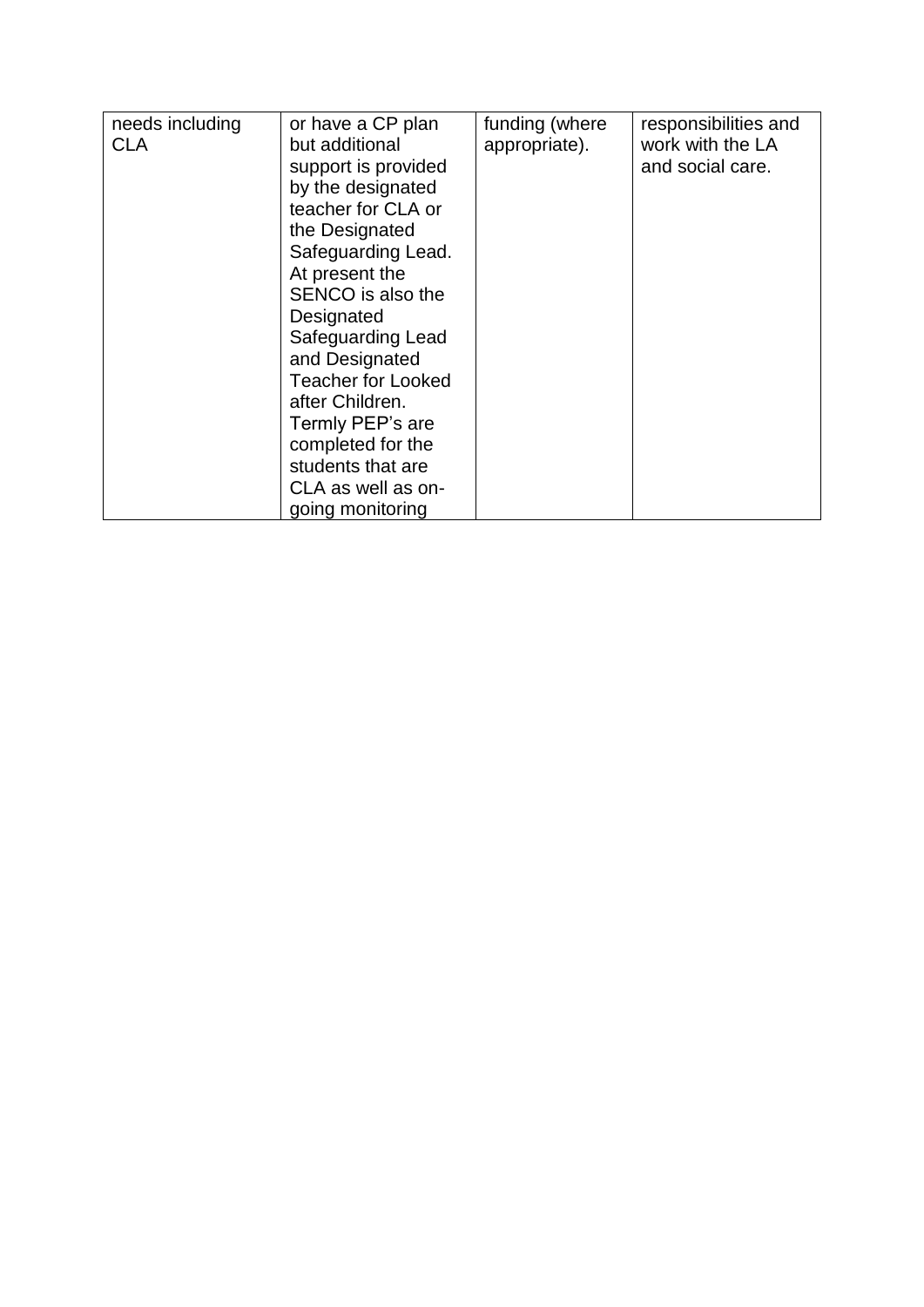| | | | |
|---|---|---|---|
| needs including CLA | or have a CP plan but additional support is provided by the designated teacher for CLA or the Designated Safeguarding Lead. At present the SENCO is also the Designated Safeguarding Lead and Designated Teacher for Looked after Children. Termly PEP's are completed for the students that are CLA as well as on-going monitoring | funding (where appropriate). | responsibilities and work with the LA and social care. |